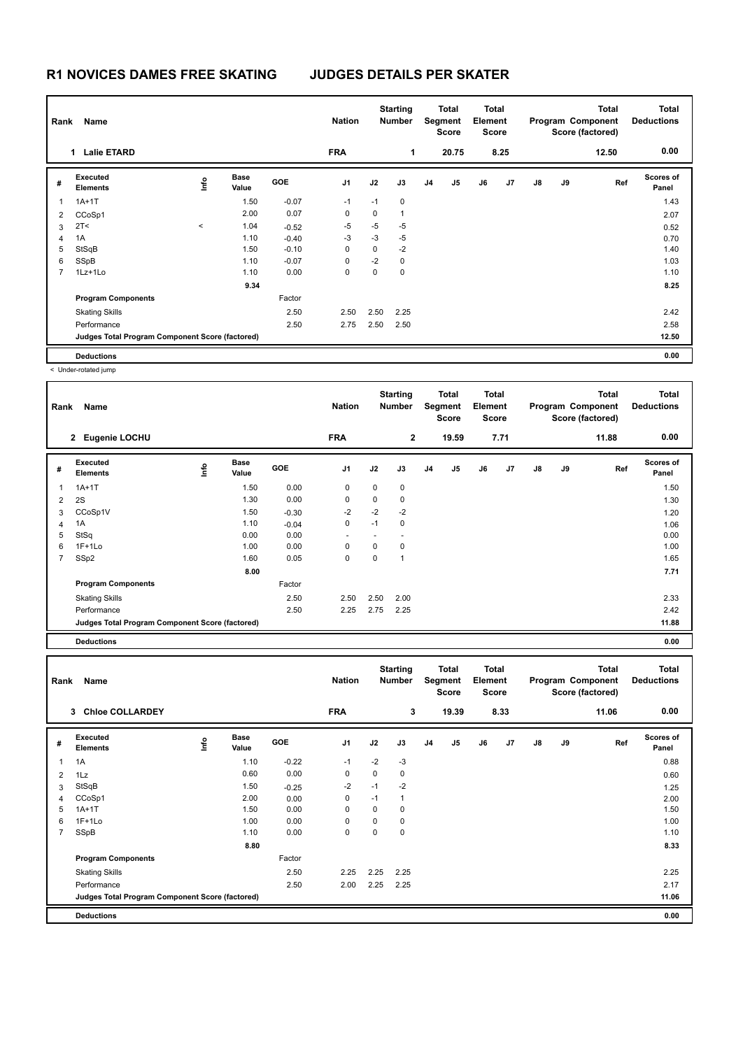# R1 NOVICES DAMES FREE SKATING JUDGES DETAILS PER SKATER

| Rank | Name | Nation | Starting Number | Total Segment Score | Total Element Score | Total Program Component Score (factored) | Total Deductions |
|---|---|---|---|---|---|---|---|
| 1 | Lalie ETARD | FRA | 1 | 20.75 | 8.25 | 12.50 | 0.00 |

| # | Executed Elements | Info | Base Value | GOE | J1 | J2 | J3 | J4 | J5 | J6 | J7 | J8 | J9 | Ref | Scores of Panel |
|---|---|---|---|---|---|---|---|---|---|---|---|---|---|---|---|
| 1 | 1A+1T | | 1.50 | -0.07 | -1 | -1 | 0 | | | | | | | | 1.43 |
| 2 | CCoSp1 | | 2.00 | 0.07 | 0 | 0 | 1 | | | | | | | | 2.07 |
| 3 | 2T< | < | 1.04 | -0.52 | -5 | -5 | -5 | | | | | | | | 0.52 |
| 4 | 1A | | 1.10 | -0.40 | -3 | -3 | -5 | | | | | | | | 0.70 |
| 5 | StSqB | | 1.50 | -0.10 | 0 | 0 | -2 | | | | | | | | 1.40 |
| 6 | SSpB | | 1.10 | -0.07 | 0 | -2 | 0 | | | | | | | | 1.03 |
| 7 | 1Lz+1Lo | | 1.10 | 0.00 | 0 | 0 | 0 | | | | | | | | 1.10 |
| | | | 9.34 | | | | | | | | | | | | 8.25 |
| | Program Components | | | Factor | | | | | | | | | | | |
| | Skating Skills | | | 2.50 | 2.50 | 2.50 | 2.25 | | | | | | | | 2.42 |
| | Performance | | | 2.50 | 2.75 | 2.50 | 2.50 | | | | | | | | 2.58 |
| | Judges Total Program Component Score (factored) | | | | | | | | | | | | | | 12.50 |
| | Deductions | | | | | | | | | | | | | | 0.00 |

< Under-rotated jump

| Rank | Name | Nation | Starting Number | Total Segment Score | Total Element Score | Total Program Component Score (factored) | Total Deductions |
|---|---|---|---|---|---|---|---|
| 2 | Eugenie LOCHU | FRA | 2 | 19.59 | 7.71 | 11.88 | 0.00 |

| # | Executed Elements | Info | Base Value | GOE | J1 | J2 | J3 | J4 | J5 | J6 | J7 | J8 | J9 | Ref | Scores of Panel |
|---|---|---|---|---|---|---|---|---|---|---|---|---|---|---|---|
| 1 | 1A+1T | | 1.50 | 0.00 | 0 | 0 | 0 | | | | | | | | 1.50 |
| 2 | 2S | | 1.30 | 0.00 | 0 | 0 | 0 | | | | | | | | 1.30 |
| 3 | CCoSp1V | | 1.50 | -0.30 | -2 | -2 | -2 | | | | | | | | 1.20 |
| 4 | 1A | | 1.10 | -0.04 | 0 | -1 | 0 | | | | | | | | 1.06 |
| 5 | StSq | | 0.00 | 0.00 | - | - | - | | | | | | | | 0.00 |
| 6 | 1F+1Lo | | 1.00 | 0.00 | 0 | 0 | 0 | | | | | | | | 1.00 |
| 7 | SSp2 | | 1.60 | 0.05 | 0 | 0 | 1 | | | | | | | | 1.65 |
| | | | 8.00 | | | | | | | | | | | | 7.71 |
| | Program Components | | | Factor | | | | | | | | | | | |
| | Skating Skills | | | 2.50 | 2.50 | 2.50 | 2.00 | | | | | | | | 2.33 |
| | Performance | | | 2.50 | 2.25 | 2.75 | 2.25 | | | | | | | | 2.42 |
| | Judges Total Program Component Score (factored) | | | | | | | | | | | | | | 11.88 |
| | Deductions | | | | | | | | | | | | | | 0.00 |

| Rank | Name | Nation | Starting Number | Total Segment Score | Total Element Score | Total Program Component Score (factored) | Total Deductions |
|---|---|---|---|---|---|---|---|
| 3 | Chloe COLLARDEY | FRA | 3 | 19.39 | 8.33 | 11.06 | 0.00 |

| # | Executed Elements | Info | Base Value | GOE | J1 | J2 | J3 | J4 | J5 | J6 | J7 | J8 | J9 | Ref | Scores of Panel |
|---|---|---|---|---|---|---|---|---|---|---|---|---|---|---|---|
| 1 | 1A | | 1.10 | -0.22 | -1 | -2 | -3 | | | | | | | | 0.88 |
| 2 | 1Lz | | 0.60 | 0.00 | 0 | 0 | 0 | | | | | | | | 0.60 |
| 3 | StSqB | | 1.50 | -0.25 | -2 | -1 | -2 | | | | | | | | 1.25 |
| 4 | CCoSp1 | | 2.00 | 0.00 | 0 | -1 | 1 | | | | | | | | 2.00 |
| 5 | 1A+1T | | 1.50 | 0.00 | 0 | 0 | 0 | | | | | | | | 1.50 |
| 6 | 1F+1Lo | | 1.00 | 0.00 | 0 | 0 | 0 | | | | | | | | 1.00 |
| 7 | SSpB | | 1.10 | 0.00 | 0 | 0 | 0 | | | | | | | | 1.10 |
| | | | 8.80 | | | | | | | | | | | | 8.33 |
| | Program Components | | | Factor | | | | | | | | | | | |
| | Skating Skills | | | 2.50 | 2.25 | 2.25 | 2.25 | | | | | | | | 2.25 |
| | Performance | | | 2.50 | 2.00 | 2.25 | 2.25 | | | | | | | | 2.17 |
| | Judges Total Program Component Score (factored) | | | | | | | | | | | | | | 11.06 |
| | Deductions | | | | | | | | | | | | | | 0.00 |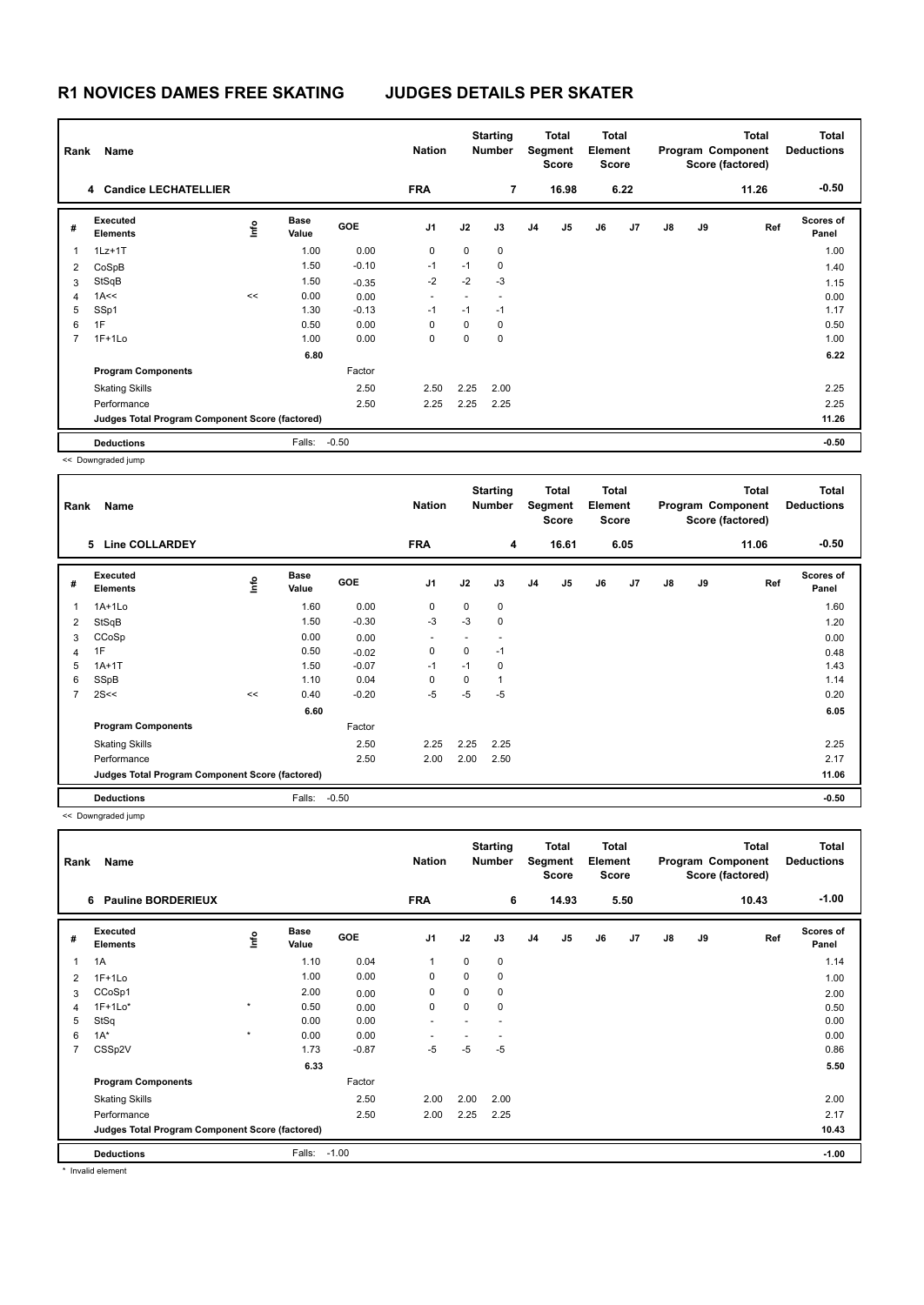# R1 NOVICES DAMES FREE SKATING JUDGES DETAILS PER SKATER

| Rank | Name | Nation | Starting Number | Total Segment Score | Total Element Score | Total Program Component Score (factored) | Total Deductions |
|---|---|---|---|---|---|---|---|
| 4 | Candice LECHATELLIER | FRA | 7 | 16.98 | 6.22 | 11.26 | -0.50 |

| # | Executed Elements | Info | Base Value | GOE | J1 | J2 | J3 | J4 | J5 | J6 | J7 | J8 | J9 | Ref | Scores of Panel |
|---|---|---|---|---|---|---|---|---|---|---|---|---|---|---|---|
| 1 | 1Lz+1T | | 1.00 | 0.00 | 0 | 0 | 0 | | | | | | | | 1.00 |
| 2 | CoSpB | | 1.50 | -0.10 | -1 | -1 | 0 | | | | | | | | 1.40 |
| 3 | StSqB | | 1.50 | -0.35 | -2 | -2 | -3 | | | | | | | | 1.15 |
| 4 | 1A<< | << | 0.00 | 0.00 | - | - | - | | | | | | | | 0.00 |
| 5 | SSp1 | | 1.30 | -0.13 | -1 | -1 | -1 | | | | | | | | 1.17 |
| 6 | 1F | | 0.50 | 0.00 | 0 | 0 | 0 | | | | | | | | 0.50 |
| 7 | 1F+1Lo | | 1.00 | 0.00 | 0 | 0 | 0 | | | | | | | | 1.00 |
| | | | 6.80 | | | | | | | | | | | | 6.22 |
| | **Program Components** | | | Factor | | | | | | | | | | | |
| | Skating Skills | | | 2.50 | 2.50 | 2.25 | 2.00 | | | | | | | | 2.25 |
| | Performance | | | 2.50 | 2.25 | 2.25 | 2.25 | | | | | | | | 2.25 |
| | **Judges Total Program Component Score (factored)** | | | | | | | | | | | | | | 11.26 |
| | **Deductions** | | Falls: | -0.50 | | | | | | | | | | | -0.50 |

<< Downgraded jump

| Rank | Name | Nation | Starting Number | Total Segment Score | Total Element Score | Total Program Component Score (factored) | Total Deductions |
|---|---|---|---|---|---|---|---|
| 5 | Line COLLARDEY | FRA | 4 | 16.61 | 6.05 | 11.06 | -0.50 |

| # | Executed Elements | Info | Base Value | GOE | J1 | J2 | J3 | J4 | J5 | J6 | J7 | J8 | J9 | Ref | Scores of Panel |
|---|---|---|---|---|---|---|---|---|---|---|---|---|---|---|---|
| 1 | 1A+1Lo | | 1.60 | 0.00 | 0 | 0 | 0 | | | | | | | | 1.60 |
| 2 | StSqB | | 1.50 | -0.30 | -3 | -3 | 0 | | | | | | | | 1.20 |
| 3 | CCoSp | | 0.00 | 0.00 | - | - | - | | | | | | | | 0.00 |
| 4 | 1F | | 0.50 | -0.02 | 0 | 0 | -1 | | | | | | | | 0.48 |
| 5 | 1A+1T | | 1.50 | -0.07 | -1 | -1 | 0 | | | | | | | | 1.43 |
| 6 | SSpB | | 1.10 | 0.04 | 0 | 0 | 1 | | | | | | | | 1.14 |
| 7 | 2S<< | << | 0.40 | -0.20 | -5 | -5 | -5 | | | | | | | | 0.20 |
| | | | 6.60 | | | | | | | | | | | | 6.05 |
| | **Program Components** | | | Factor | | | | | | | | | | | |
| | Skating Skills | | | 2.50 | 2.25 | 2.25 | 2.25 | | | | | | | | 2.25 |
| | Performance | | | 2.50 | 2.00 | 2.00 | 2.50 | | | | | | | | 2.17 |
| | **Judges Total Program Component Score (factored)** | | | | | | | | | | | | | | 11.06 |
| | **Deductions** | | Falls: | -0.50 | | | | | | | | | | | -0.50 |

<< Downgraded jump

| Rank | Name | Nation | Starting Number | Total Segment Score | Total Element Score | Total Program Component Score (factored) | Total Deductions |
|---|---|---|---|---|---|---|---|
| 6 | Pauline BORDERIEUX | FRA | 6 | 14.93 | 5.50 | 10.43 | -1.00 |

| # | Executed Elements | Info | Base Value | GOE | J1 | J2 | J3 | J4 | J5 | J6 | J7 | J8 | J9 | Ref | Scores of Panel |
|---|---|---|---|---|---|---|---|---|---|---|---|---|---|---|---|
| 1 | 1A | | 1.10 | 0.04 | 1 | 0 | 0 | | | | | | | | 1.14 |
| 2 | 1F+1Lo | | 1.00 | 0.00 | 0 | 0 | 0 | | | | | | | | 1.00 |
| 3 | CCoSp1 | | 2.00 | 0.00 | 0 | 0 | 0 | | | | | | | | 2.00 |
| 4 | 1F+1Lo* | * | 0.50 | 0.00 | 0 | 0 | 0 | | | | | | | | 0.50 |
| 5 | StSq | | 0.00 | 0.00 | - | - | - | | | | | | | | 0.00 |
| 6 | 1A* | * | 0.00 | 0.00 | - | - | - | | | | | | | | 0.00 |
| 7 | CSSp2V | | 1.73 | -0.87 | -5 | -5 | -5 | | | | | | | | 0.86 |
| | | | 6.33 | | | | | | | | | | | | 5.50 |
| | **Program Components** | | | Factor | | | | | | | | | | | |
| | Skating Skills | | | 2.50 | 2.00 | 2.00 | 2.00 | | | | | | | | 2.00 |
| | Performance | | | 2.50 | 2.00 | 2.25 | 2.25 | | | | | | | | 2.17 |
| | **Judges Total Program Component Score (factored)** | | | | | | | | | | | | | | 10.43 |
| | **Deductions** | | Falls: | -1.00 | | | | | | | | | | | -1.00 |

* Invalid element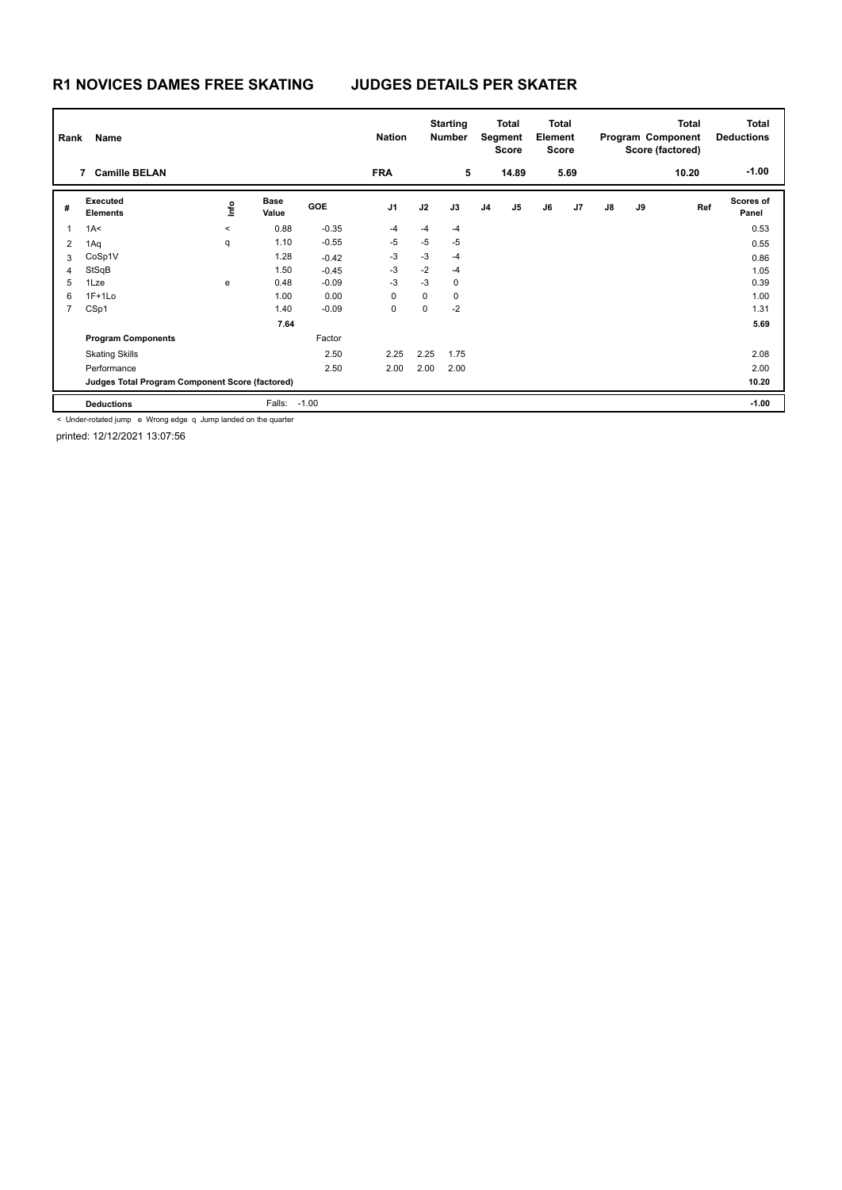# R1 NOVICES DAMES FREE SKATING JUDGES DETAILS PER SKATER

| Rank | Name | Nation | Starting Number | Total Segment Score | Total Element Score | Total Program Component Score (factored) | Total Deductions |
|---|---|---|---|---|---|---|---|
| 7 | Camille BELAN | FRA | 5 | 14.89 | 5.69 | 10.20 | -1.00 |

| # | Executed Elements | Info | Base Value | GOE | J1 | J2 | J3 | J4 | J5 | J6 | J7 | J8 | J9 | Ref | Scores of Panel |
|---|---|---|---|---|---|---|---|---|---|---|---|---|---|---|---|
| 1 | 1A< | < | 0.88 | -0.35 | -4 | -4 | -4 | | | | | | | | 0.53 |
| 2 | 1Aq | q | 1.10 | -0.55 | -5 | -5 | -5 | | | | | | | | 0.55 |
| 3 | CoSp1V | | 1.28 | -0.42 | -3 | -3 | -4 | | | | | | | | 0.86 |
| 4 | StSqB | | 1.50 | -0.45 | -3 | -2 | -4 | | | | | | | | 1.05 |
| 5 | 1Lze | e | 0.48 | -0.09 | -3 | -3 | 0 | | | | | | | | 0.39 |
| 6 | 1F+1Lo | | 1.00 | 0.00 | 0 | 0 | 0 | | | | | | | | 1.00 |
| 7 | CSp1 | | 1.40 | -0.09 | 0 | 0 | -2 | | | | | | | | 1.31 |
| | | | 7.64 | | | | | | | | | | | | 5.69 |
| | **Program Components** | | | Factor | | | | | | | | | | | |
| | Skating Skills | | | 2.50 | 2.25 | 2.25 | 1.75 | | | | | | | | 2.08 |
| | Performance | | | 2.50 | 2.00 | 2.00 | 2.00 | | | | | | | | 2.00 |
| | Judges Total Program Component Score (factored) | | | | | | | | | | | | | | 10.20 |
| | **Deductions** | | Falls: | -1.00 | | | | | | | | | | | -1.00 |

< Under-rotated jump e Wrong edge q Jump landed on the quarter

printed: 12/12/2021 13:07:56